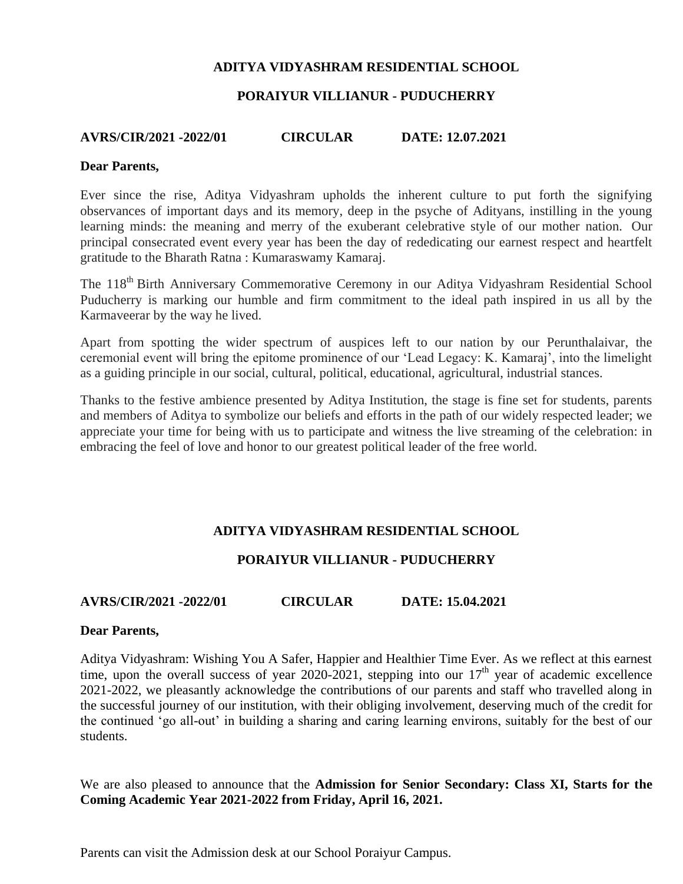**ADITYA VIDYASHRAM RESIDENTIAL SCHOOL**

**PORAIYUR VILLIANUR - PUDUCHERRY**

**AVRS/CIR/2021 -2022/01 CIRCULAR DATE: 12.07.2021**

**Dear Parents,**

Ever since the rise, Aditya Vidyashram upholds the inherent culture to put forth the signifying observances of important days and its memory, deep in the psyche of Adityans, instilling in the young learning minds: the meaning and merry of the exuberant celebrative style of our mother nation. Our principal consecrated event every year has been the day of rededicating our earnest respect and heartfelt gratitude to the Bharath Ratna : Kumaraswamy Kamaraj.

The 118th Birth Anniversary Commemorative Ceremony in our Aditya Vidyashram Residential School Puducherry is marking our humble and firm commitment to the ideal path inspired in us all by the Karmaveerar by the way he lived.

Apart from spotting the wider spectrum of auspices left to our nation by our Perunthalaivar, the ceremonial event will bring the epitome prominence of our 'Lead Legacy: K. Kamaraj', into the limelight as a guiding principle in our social, cultural, political, educational, agricultural, industrial stances.

Thanks to the festive ambience presented by Aditya Institution, the stage is fine set for students, parents and members of Aditya to symbolize our beliefs and efforts in the path of our widely respected leader; we appreciate your time for being with us to participate and witness the live streaming of the celebration: in embracing the feel of love and honor to our greatest political leader of the free world.

**ADITYA VIDYASHRAM RESIDENTIAL SCHOOL**

**PORAIYUR VILLIANUR - PUDUCHERRY**

**AVRS/CIR/2021 -2022/01 CIRCULAR DATE: 15.04.2021**

**Dear Parents,**

Aditya Vidyashram: Wishing You A Safer, Happier and Healthier Time Ever. As we reflect at this earnest time, upon the overall success of year 2020-2021, stepping into our 17th year of academic excellence 2021-2022, we pleasantly acknowledge the contributions of our parents and staff who travelled along in the successful journey of our institution, with their obliging involvement, deserving much of the credit for the continued 'go all-out' in building a sharing and caring learning environs, suitably for the best of our students.

We are also pleased to announce that the **Admission for Senior Secondary: Class XI, Starts for the Coming Academic Year 2021-2022 from Friday, April 16, 2021.**

Parents can visit the Admission desk at our School Poraiyur Campus.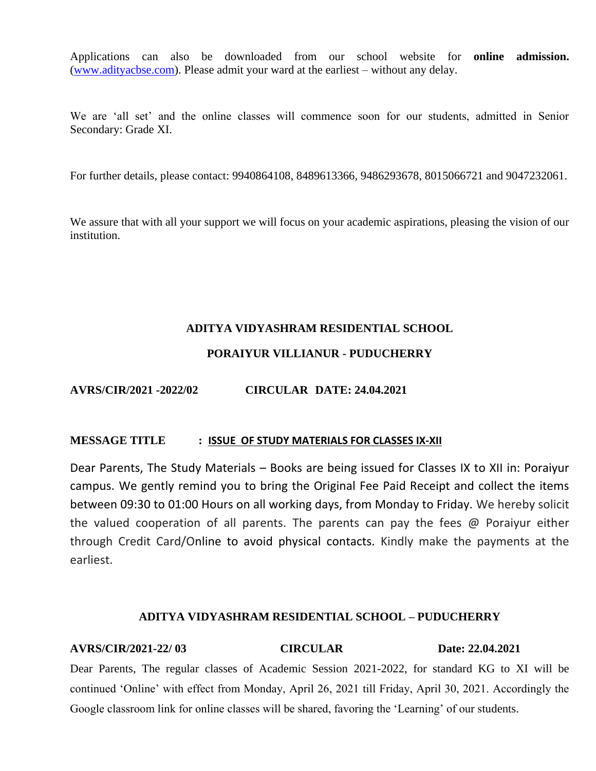Applications can also be downloaded from our school website for **online admission.** (www.adityacbse.com). Please admit your ward at the earliest – without any delay.

We are 'all set' and the online classes will commence soon for our students, admitted in Senior Secondary: Grade XI.

For further details, please contact: 9940864108, 8489613366, 9486293678, 8015066721 and 9047232061.

We assure that with all your support we will focus on your academic aspirations, pleasing the vision of our institution.

**ADITYA VIDYASHRAM RESIDENTIAL SCHOOL**

**PORAIYUR VILLIANUR - PUDUCHERRY**

**AVRS/CIR/2021 -2022/02 CIRCULAR DATE: 24.04.2021**

**MESSAGE TITLE : ISSUE OF STUDY MATERIALS FOR CLASSES IX-XII**

Dear Parents, The Study Materials – Books are being issued for Classes IX to XII in: Poraiyur campus. We gently remind you to bring the Original Fee Paid Receipt and collect the items between 09:30 to 01:00 Hours on all working days, from Monday to Friday. We hereby solicit the valued cooperation of all parents. The parents can pay the fees @ Poraiyur either through Credit Card/Online to avoid physical contacts. Kindly make the payments at the earliest.

**ADITYA VIDYASHRAM RESIDENTIAL SCHOOL – PUDUCHERRY**

**AVRS/CIR/2021-22/ 03 CIRCULAR Date: 22.04.2021**

Dear Parents, The regular classes of Academic Session 2021-2022, for standard KG to XI will be continued 'Online' with effect from Monday, April 26, 2021 till Friday, April 30, 2021. Accordingly the Google classroom link for online classes will be shared, favoring the 'Learning' of our students.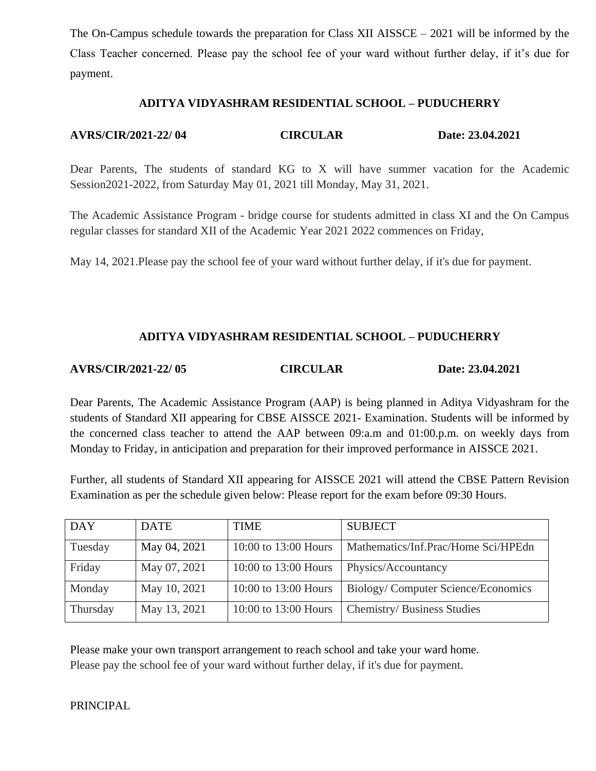The On-Campus schedule towards the preparation for Class XII AISSCE – 2021 will be informed by the Class Teacher concerned. Please pay the school fee of your ward without further delay, if it’s due for payment.

## ADITYA VIDYASHRAM RESIDENTIAL SCHOOL – PUDUCHERRY

**AVRS/CIR/2021-22/ 04** **CIRCULAR** **Date: 23.04.2021**

Dear Parents, The students of standard KG to X will have summer vacation for the Academic Session2021-2022, from Saturday May 01, 2021 till Monday, May 31, 2021.

The Academic Assistance Program - bridge course for students admitted in class XI and the On Campus regular classes for standard XII of the Academic Year 2021 2022 commences on Friday,

May 14, 2021.Please pay the school fee of your ward without further delay, if it's due for payment.

## ADITYA VIDYASHRAM RESIDENTIAL SCHOOL – PUDUCHERRY

**AVRS/CIR/2021-22/ 05** **CIRCULAR** **Date: 23.04.2021**

Dear Parents, The Academic Assistance Program (AAP) is being planned in Aditya Vidyashram for the students of Standard XII appearing for CBSE AISSCE 2021- Examination. Students will be informed by the concerned class teacher to attend the AAP between 09:a.m and 01:00.p.m. on weekly days from Monday to Friday, in anticipation and preparation for their improved performance in AISSCE 2021.

Further, all students of Standard XII appearing for AISSCE 2021 will attend the CBSE Pattern Revision Examination as per the schedule given below: Please report for the exam before 09:30 Hours.

| DAY | DATE | TIME | SUBJECT |
|---|---|---|---|
| Tuesday | May 04, 2021 | 10:00 to 13:00 Hours | Mathematics/Inf.Prac/Home Sci/HPEdn |
| Friday | May 07, 2021 | 10:00 to 13:00 Hours | Physics/Accountancy |
| Monday | May 10, 2021 | 10:00 to 13:00 Hours | Biology/ Computer Science/Economics |
| Thursday | May 13, 2021 | 10:00 to 13:00 Hours | Chemistry/ Business Studies |

Please make your own transport arrangement to reach school and take your ward home.
Please pay the school fee of your ward without further delay, if it's due for payment.

PRINCIPAL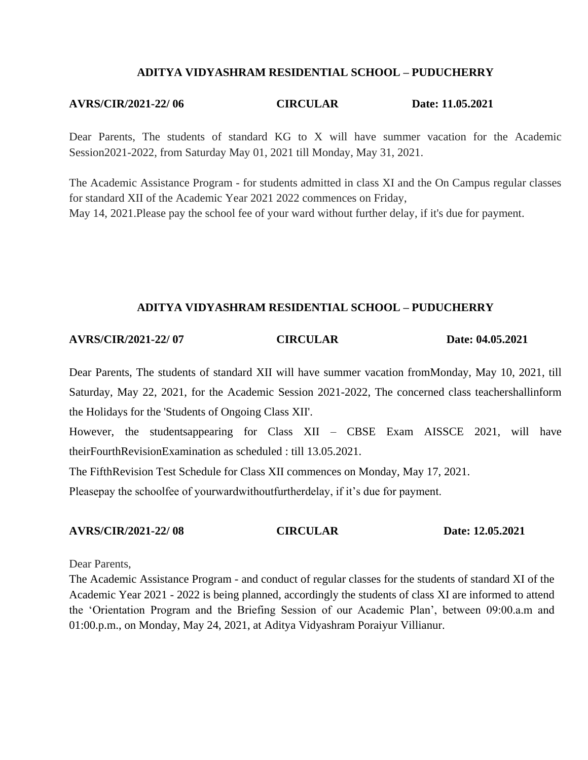**ADITYA VIDYASHRAM RESIDENTIAL SCHOOL – PUDUCHERRY**

**AVRS/CIR/2021-22/ 06 CIRCULAR Date: 11.05.2021**

Dear Parents, The students of standard KG to X will have summer vacation for the Academic Session2021-2022, from Saturday May 01, 2021 till Monday, May 31, 2021.

The Academic Assistance Program - for students admitted in class XI and the On Campus regular classes for standard XII of the Academic Year 2021 2022 commences on Friday,
May 14, 2021.Please pay the school fee of your ward without further delay, if it's due for payment.

**ADITYA VIDYASHRAM RESIDENTIAL SCHOOL – PUDUCHERRY**

**AVRS/CIR/2021-22/ 07 CIRCULAR Date: 04.05.2021**

Dear Parents, The students of standard XII will have summer vacation fromMonday, May 10, 2021, till Saturday, May 22, 2021, for the Academic Session 2021-2022, The concerned class teachershallinform the Holidays for the 'Students of Ongoing Class XII'.

However, the studentsappearing for Class XII – CBSE Exam AISSCE 2021, will have theirFourthRevisionExamination as scheduled : till 13.05.2021.

The FifthRevision Test Schedule for Class XII commences on Monday, May 17, 2021.

Pleasepay the schoolfee of yourwardwithoutfurtherdelay, if it’s due for payment.

**AVRS/CIR/2021-22/ 08 CIRCULAR Date: 12.05.2021**

Dear Parents,
The Academic Assistance Program - and conduct of regular classes for the students of standard XI of the Academic Year 2021 - 2022 is being planned, accordingly the students of class XI are informed to attend the ‘Orientation Program and the Briefing Session of our Academic Plan’, between 09:00.a.m and 01:00.p.m., on Monday, May 24, 2021, at Aditya Vidyashram Poraiyur Villianur.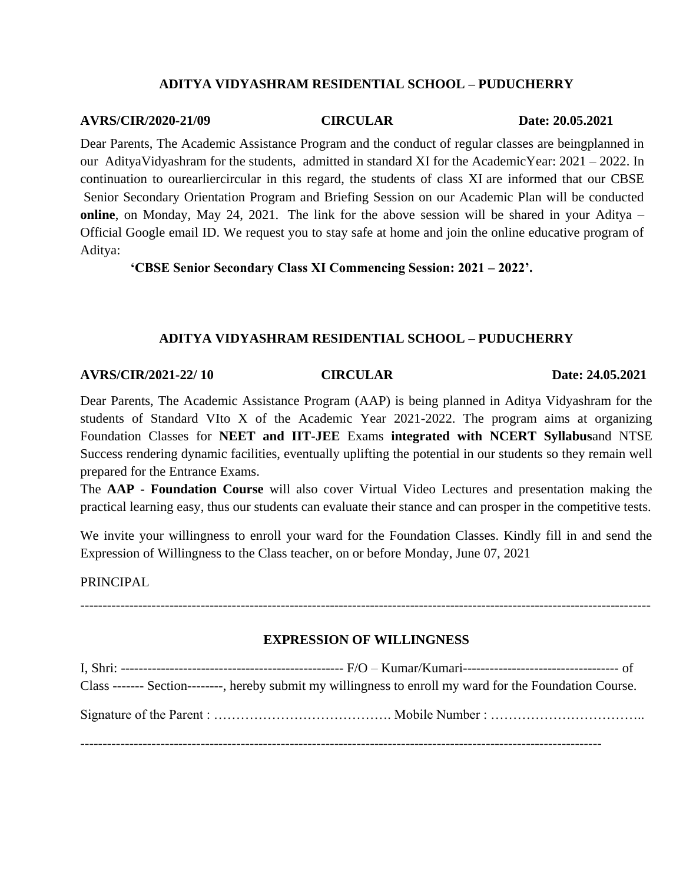**ADITYA VIDYASHRAM RESIDENTIAL SCHOOL – PUDUCHERRY**

**AVRS/CIR/2020-21/09** **CIRCULAR** **Date: 20.05.2021**

Dear Parents, The Academic Assistance Program and the conduct of regular classes are beingplanned in our AdityaVidyashram for the students, admitted in standard XI for the AcademicYear: 2021 – 2022. In continuation to ourearliercircular in this regard, the students of class XI are informed that our CBSE Senior Secondary Orientation Program and Briefing Session on our Academic Plan will be conducted **online**, on Monday, May 24, 2021. The link for the above session will be shared in your Aditya – Official Google email ID. We request you to stay safe at home and join the online educative program of Aditya:

**'CBSE Senior Secondary Class XI Commencing Session: 2021 – 2022'.**

**ADITYA VIDYASHRAM RESIDENTIAL SCHOOL – PUDUCHERRY**

**AVRS/CIR/2021-22/ 10** **CIRCULAR** **Date: 24.05.2021**

Dear Parents, The Academic Assistance Program (AAP) is being planned in Aditya Vidyashram for the students of Standard VIto X of the Academic Year 2021-2022. The program aims at organizing Foundation Classes for **NEET and IIT-JEE** Exams **integrated with NCERT Syllabus**and NTSE Success rendering dynamic facilities, eventually uplifting the potential in our students so they remain well prepared for the Entrance Exams.

The **AAP - Foundation Course** will also cover Virtual Video Lectures and presentation making the practical learning easy, thus our students can evaluate their stance and can prosper in the competitive tests.

We invite your willingness to enroll your ward for the Foundation Classes. Kindly fill in and send the Expression of Willingness to the Class teacher, on or before Monday, June 07, 2021

PRINCIPAL

---

**EXPRESSION OF WILLINGNESS**

I, Shri: ------------------------------------------------- F/O – Kumar/Kumari---------------------------------- of Class ------- Section--------, hereby submit my willingness to enroll my ward for the Foundation Course.

Signature of the Parent : …………………………………. Mobile Number : ……………………………..

---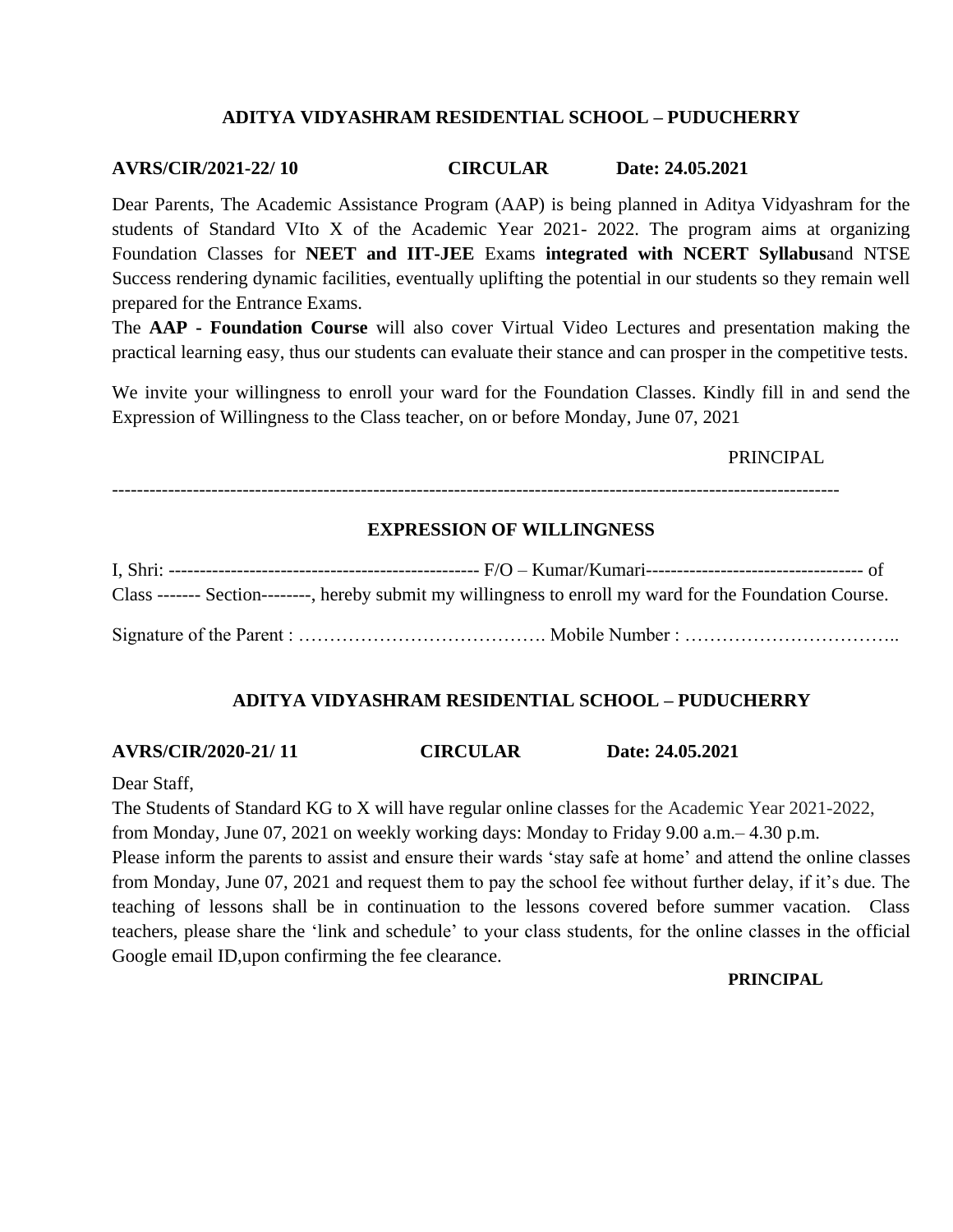## ADITYA VIDYASHRAM RESIDENTIAL SCHOOL – PUDUCHERRY

**AVRS/CIR/2021-22/ 10** **CIRCULAR** **Date: 24.05.2021**

Dear Parents, The Academic Assistance Program (AAP) is being planned in Aditya Vidyashram for the students of Standard VIto X of the Academic Year 2021- 2022. The program aims at organizing Foundation Classes for **NEET and IIT-JEE** Exams **integrated with NCERT Syllabus**and NTSE Success rendering dynamic facilities, eventually uplifting the potential in our students so they remain well prepared for the Entrance Exams.

The **AAP - Foundation Course** will also cover Virtual Video Lectures and presentation making the practical learning easy, thus our students can evaluate their stance and can prosper in the competitive tests.

We invite your willingness to enroll your ward for the Foundation Classes. Kindly fill in and send the Expression of Willingness to the Class teacher, on or before Monday, June 07, 2021

PRINCIPAL

---

### EXPRESSION OF WILLINGNESS

I, Shri: -------------------------------------------------- F/O – Kumar/Kumari----------------------------------- of Class ------- Section--------, hereby submit my willingness to enroll my ward for the Foundation Course.

Signature of the Parent : …………………………………. Mobile Number : ……………………………..

## ADITYA VIDYASHRAM RESIDENTIAL SCHOOL – PUDUCHERRY

**AVRS/CIR/2020-21/ 11** **CIRCULAR** **Date: 24.05.2021**

Dear Staff,

The Students of Standard KG to X will have regular online classes for the Academic Year 2021-2022, from Monday, June 07, 2021 on weekly working days: Monday to Friday 9.00 a.m.– 4.30 p.m.

Please inform the parents to assist and ensure their wards 'stay safe at home' and attend the online classes from Monday, June 07, 2021 and request them to pay the school fee without further delay, if it's due. The teaching of lessons shall be in continuation to the lessons covered before summer vacation. Class teachers, please share the 'link and schedule' to your class students, for the online classes in the official Google email ID,upon confirming the fee clearance.

**PRINCIPAL**